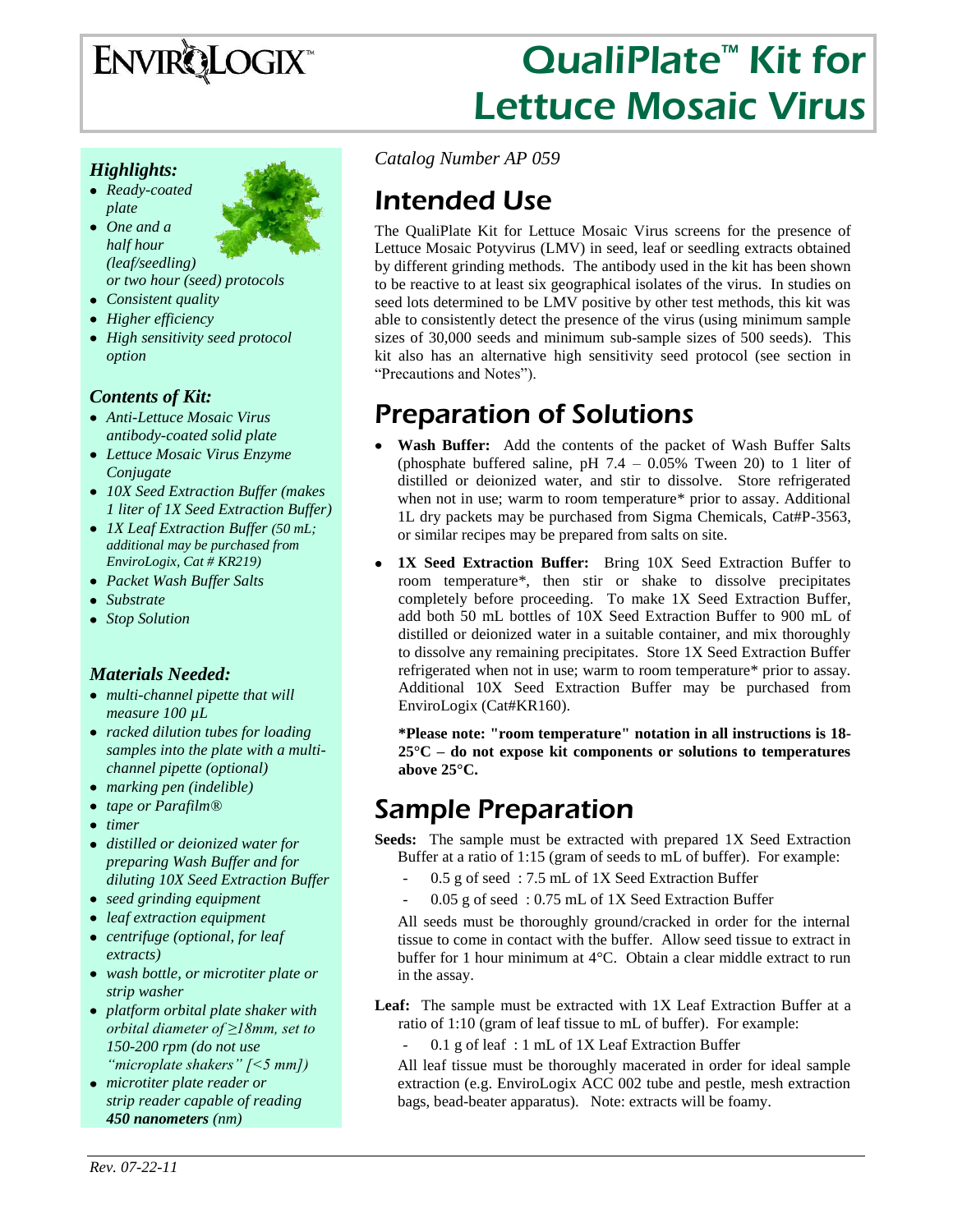# QualiPlate™ Kit for Lettuce Mosaic Virus

ENVIROLOGIX™

### *Highlights:*

- *Ready-coated plate*
- *One and a half hour (leaf/seedling) or two hour (seed) protocols*
- *Consistent quality*
- *Higher efficiency*
- *High sensitivity seed protocol option*

### *Contents of Kit:*

- *Anti-Lettuce Mosaic Virus antibody-coated solid plate*
- *Lettuce Mosaic Virus Enzyme Conjugate*
- *10X Seed Extraction Buffer (makes 1 liter of 1X Seed Extraction Buffer)*
- *1X Leaf Extraction Buffer (50 mL; additional may be purchased from EnviroLogix, Cat # KR219)*
- *Packet Wash Buffer Salts*
- *Substrate*
- *Stop Solution*

### *Materials Needed:*

- *multi-channel pipette that will measure 100 µL*
- *racked dilution tubes for loading samples into the plate with a multi-channel pipette (optional)*
- *marking pen (indelible)*
- *tape or Parafilm®*
- *timer*
- *distilled or deionized water for preparing Wash Buffer and for diluting 10X Seed Extraction Buffer*
- *seed grinding equipment*
- *leaf extraction equipment*
- *centrifuge (optional, for leaf extracts)*
- *wash bottle, or microtiter plate or strip washer*
- *platform orbital plate shaker with orbital diameter of ≥18mm, set to 150-200 rpm (do not use "microplate shakers" [<5 mm])*
- *microtiter plate reader or strip reader capable of reading **450 nanometers** (nm)*

*Catalog Number AP 059*

## Intended Use

The QualiPlate Kit for Lettuce Mosaic Virus screens for the presence of Lettuce Mosaic Potyvirus (LMV) in seed, leaf or seedling extracts obtained by different grinding methods. The antibody used in the kit has been shown to be reactive to at least six geographical isolates of the virus. In studies on seed lots determined to be LMV positive by other test methods, this kit was able to consistently detect the presence of the virus (using minimum sample sizes of 30,000 seeds and minimum sub-sample sizes of 500 seeds). This kit also has an alternative high sensitivity seed protocol (see section in "Precautions and Notes").

## Preparation of Solutions

- **Wash Buffer:** Add the contents of the packet of Wash Buffer Salts (phosphate buffered saline, pH 7.4 – 0.05% Tween 20) to 1 liter of distilled or deionized water, and stir to dissolve. Store refrigerated when not in use; warm to room temperature* prior to assay. Additional 1L dry packets may be purchased from Sigma Chemicals, Cat#P-3563, or similar recipes may be prepared from salts on site.
- **1X Seed Extraction Buffer:** Bring 10X Seed Extraction Buffer to room temperature*, then stir or shake to dissolve precipitates completely before proceeding. To make 1X Seed Extraction Buffer, add both 50 mL bottles of 10X Seed Extraction Buffer to 900 mL of distilled or deionized water in a suitable container, and mix thoroughly to dissolve any remaining precipitates. Store 1X Seed Extraction Buffer refrigerated when not in use; warm to room temperature* prior to assay. Additional 10X Seed Extraction Buffer may be purchased from EnviroLogix (Cat#KR160).

  ***Please note: "room temperature" notation in all instructions is 18-25°C – do not expose kit components or solutions to temperatures above 25°C.**

## Sample Preparation

**Seeds:** The sample must be extracted with prepared 1X Seed Extraction Buffer at a ratio of 1:15 (gram of seeds to mL of buffer). For example:

- 0.5 g of seed : 7.5 mL of 1X Seed Extraction Buffer
- 0.05 g of seed : 0.75 mL of 1X Seed Extraction Buffer

All seeds must be thoroughly ground/cracked in order for the internal tissue to come in contact with the buffer. Allow seed tissue to extract in buffer for 1 hour minimum at 4°C. Obtain a clear middle extract to run in the assay.

**Leaf:** The sample must be extracted with 1X Leaf Extraction Buffer at a ratio of 1:10 (gram of leaf tissue to mL of buffer). For example:

- 0.1 g of leaf : 1 mL of 1X Leaf Extraction Buffer

All leaf tissue must be thoroughly macerated in order for ideal sample extraction (e.g. EnviroLogix ACC 002 tube and pestle, mesh extraction bags, bead-beater apparatus). Note: extracts will be foamy.

*Rev. 07-22-11*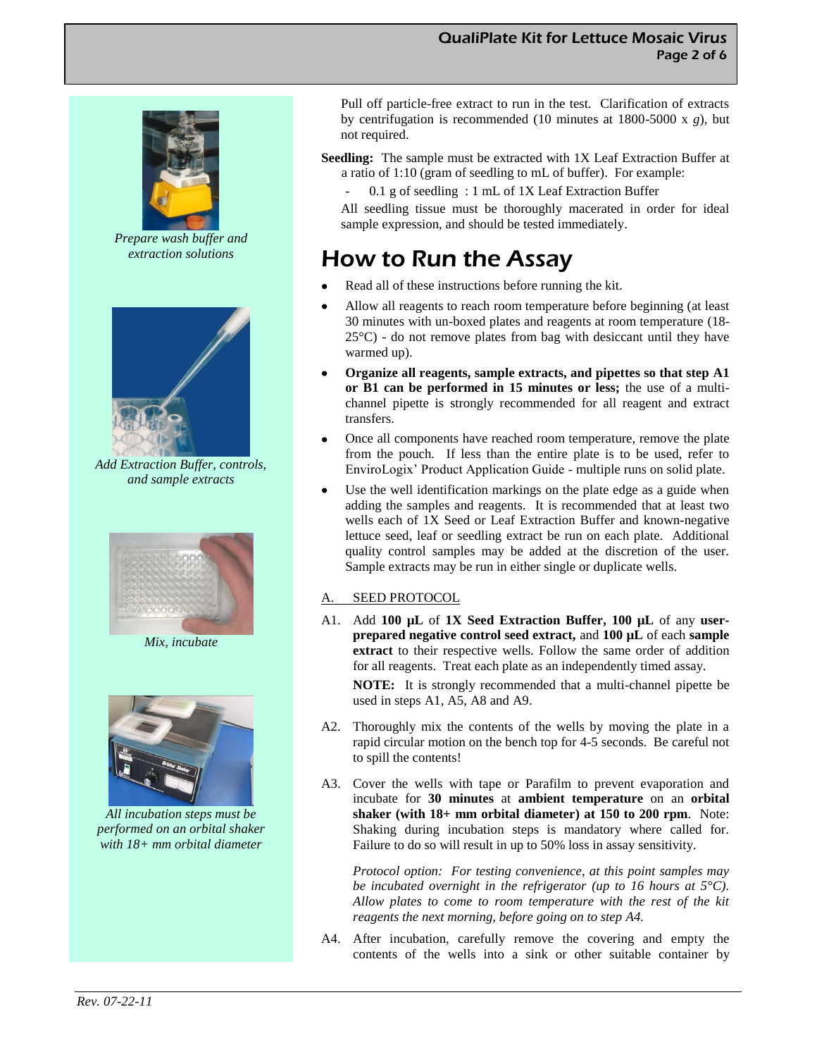Pull off particle-free extract to run in the test. Clarification of extracts by centrifugation is recommended (10 minutes at 1800-5000 x *g*), but not required.

**Seedling:** The sample must be extracted with 1X Leaf Extraction Buffer at a ratio of 1:10 (gram of seedling to mL of buffer). For example:

- 0.1 g of seedling : 1 mL of 1X Leaf Extraction Buffer

All seedling tissue must be thoroughly macerated in order for ideal sample expression, and should be tested immediately.

*Prepare wash buffer and extraction solutions*

*Add Extraction Buffer, controls, and sample extracts*

*Mix, incubate*

*All incubation steps must be performed on an orbital shaker with 18+ mm orbital diameter*

# How to Run the Assay

- Read all of these instructions before running the kit.
- Allow all reagents to reach room temperature before beginning (at least 30 minutes with un-boxed plates and reagents at room temperature (18-25°C) - do not remove plates from bag with desiccant until they have warmed up).
- **Organize all reagents, sample extracts, and pipettes so that step A1 or B1 can be performed in 15 minutes or less;** the use of a multi-channel pipette is strongly recommended for all reagent and extract transfers.
- Once all components have reached room temperature, remove the plate from the pouch. If less than the entire plate is to be used, refer to EnviroLogix' Product Application Guide - multiple runs on solid plate.
- Use the well identification markings on the plate edge as a guide when adding the samples and reagents. It is recommended that at least two wells each of 1X Seed or Leaf Extraction Buffer and known-negative lettuce seed, leaf or seedling extract be run on each plate. Additional quality control samples may be added at the discretion of the user. Sample extracts may be run in either single or duplicate wells.

## A. SEED PROTOCOL

A1. Add **100 µL** of **1X Seed Extraction Buffer, 100 µL** of any **user-prepared negative control seed extract,** and **100 µL** of each **sample extract** to their respective wells. Follow the same order of addition for all reagents. Treat each plate as an independently timed assay.

**NOTE:** It is strongly recommended that a multi-channel pipette be used in steps A1, A5, A8 and A9.

A2. Thoroughly mix the contents of the wells by moving the plate in a rapid circular motion on the bench top for 4-5 seconds. Be careful not to spill the contents!

A3. Cover the wells with tape or Parafilm to prevent evaporation and incubate for **30 minutes** at **ambient temperature** on an **orbital shaker (with 18+ mm orbital diameter) at 150 to 200 rpm**. Note: Shaking during incubation steps is mandatory where called for. Failure to do so will result in up to 50% loss in assay sensitivity.

*Protocol option: For testing convenience, at this point samples may be incubated overnight in the refrigerator (up to 16 hours at 5°C). Allow plates to come to room temperature with the rest of the kit reagents the next morning, before going on to step A4.*

A4. After incubation, carefully remove the covering and empty the contents of the wells into a sink or other suitable container by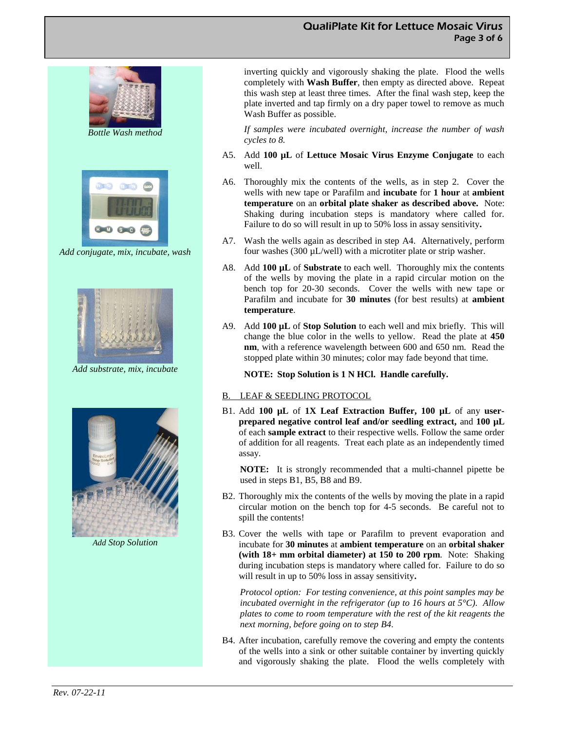Bottle Wash method

Add conjugate, mix, incubate, wash

Add substrate, mix, incubate

Add Stop Solution

inverting quickly and vigorously shaking the plate. Flood the wells completely with **Wash Buffer**, then empty as directed above. Repeat this wash step at least three times. After the final wash step, keep the plate inverted and tap firmly on a dry paper towel to remove as much Wash Buffer as possible.

*If samples were incubated overnight, increase the number of wash cycles to 8.*

A5. Add **100 µL** of **Lettuce Mosaic Virus Enzyme Conjugate** to each well.

A6. Thoroughly mix the contents of the wells, as in step 2. Cover the wells with new tape or Parafilm and **incubate** for **1 hour** at **ambient temperature** on an **orbital plate shaker as described above.** Note: Shaking during incubation steps is mandatory where called for. Failure to do so will result in up to 50% loss in assay sensitivity**.**

A7. Wash the wells again as described in step A4. Alternatively, perform four washes (300 µL/well) with a microtiter plate or strip washer.

A8. Add **100 µL** of **Substrate** to each well. Thoroughly mix the contents of the wells by moving the plate in a rapid circular motion on the bench top for 20-30 seconds. Cover the wells with new tape or Parafilm and incubate for **30 minutes** (for best results) at **ambient temperature**.

A9. Add **100 µL** of **Stop Solution** to each well and mix briefly. This will change the blue color in the wells to yellow. Read the plate at **450 nm**, with a reference wavelength between 600 and 650 nm. Read the stopped plate within 30 minutes; color may fade beyond that time.

**NOTE: Stop Solution is 1 N HCl. Handle carefully.**

## B. LEAF & SEEDLING PROTOCOL

B1. Add **100 µL** of **1X Leaf Extraction Buffer, 100 µL** of any **user-prepared negative control leaf and/or seedling extract,** and **100 µL** of each **sample extract** to their respective wells. Follow the same order of addition for all reagents. Treat each plate as an independently timed assay.

**NOTE:** It is strongly recommended that a multi-channel pipette be used in steps B1, B5, B8 and B9.

B2. Thoroughly mix the contents of the wells by moving the plate in a rapid circular motion on the bench top for 4-5 seconds. Be careful not to spill the contents!

B3. Cover the wells with tape or Parafilm to prevent evaporation and incubate for **30 minutes** at **ambient temperature** on an **orbital shaker (with 18+ mm orbital diameter) at 150 to 200 rpm**. Note: Shaking during incubation steps is mandatory where called for. Failure to do so will result in up to 50% loss in assay sensitivity**.**

*Protocol option: For testing convenience, at this point samples may be incubated overnight in the refrigerator (up to 16 hours at 5°C). Allow plates to come to room temperature with the rest of the kit reagents the next morning, before going on to step B4.*

B4. After incubation, carefully remove the covering and empty the contents of the wells into a sink or other suitable container by inverting quickly and vigorously shaking the plate. Flood the wells completely with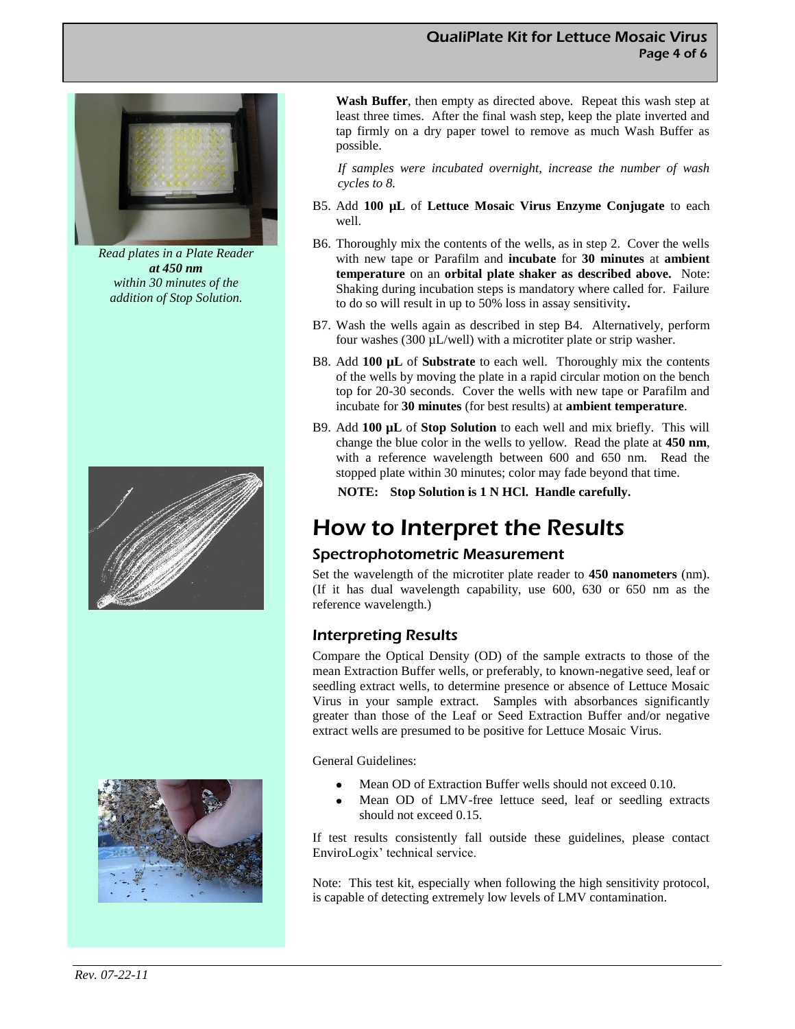*Read plates in a Plate Reader* ***at 450 nm*** *within 30 minutes of the addition of Stop Solution.*

**Wash Buffer**, then empty as directed above. Repeat this wash step at least three times. After the final wash step, keep the plate inverted and tap firmly on a dry paper towel to remove as much Wash Buffer as possible.

*If samples were incubated overnight, increase the number of wash cycles to 8.*

B5. Add **100 µL** of **Lettuce Mosaic Virus Enzyme Conjugate** to each well.

B6. Thoroughly mix the contents of the wells, as in step 2. Cover the wells with new tape or Parafilm and **incubate** for **30 minutes** at **ambient temperature** on an **orbital plate shaker as described above.** Note: Shaking during incubation steps is mandatory where called for. Failure to do so will result in up to 50% loss in assay sensitivity**.**

B7. Wash the wells again as described in step B4. Alternatively, perform four washes (300 µL/well) with a microtiter plate or strip washer.

B8. Add **100 µL** of **Substrate** to each well. Thoroughly mix the contents of the wells by moving the plate in a rapid circular motion on the bench top for 20-30 seconds. Cover the wells with new tape or Parafilm and incubate for **30 minutes** (for best results) at **ambient temperature**.

B9. Add **100 µL** of **Stop Solution** to each well and mix briefly. This will change the blue color in the wells to yellow. Read the plate at **450 nm**, with a reference wavelength between 600 and 650 nm. Read the stopped plate within 30 minutes; color may fade beyond that time.

**NOTE: Stop Solution is 1 N HCl. Handle carefully.**

# How to Interpret the Results

## Spectrophotometric Measurement

Set the wavelength of the microtiter plate reader to **450 nanometers** (nm). (If it has dual wavelength capability, use 600, 630 or 650 nm as the reference wavelength.)

## Interpreting Results

Compare the Optical Density (OD) of the sample extracts to those of the mean Extraction Buffer wells, or preferably, to known-negative seed, leaf or seedling extract wells, to determine presence or absence of Lettuce Mosaic Virus in your sample extract. Samples with absorbances significantly greater than those of the Leaf or Seed Extraction Buffer and/or negative extract wells are presumed to be positive for Lettuce Mosaic Virus.

General Guidelines:

- Mean OD of Extraction Buffer wells should not exceed 0.10.
- Mean OD of LMV-free lettuce seed, leaf or seedling extracts should not exceed 0.15.

If test results consistently fall outside these guidelines, please contact EnviroLogix' technical service.

Note: This test kit, especially when following the high sensitivity protocol, is capable of detecting extremely low levels of LMV contamination.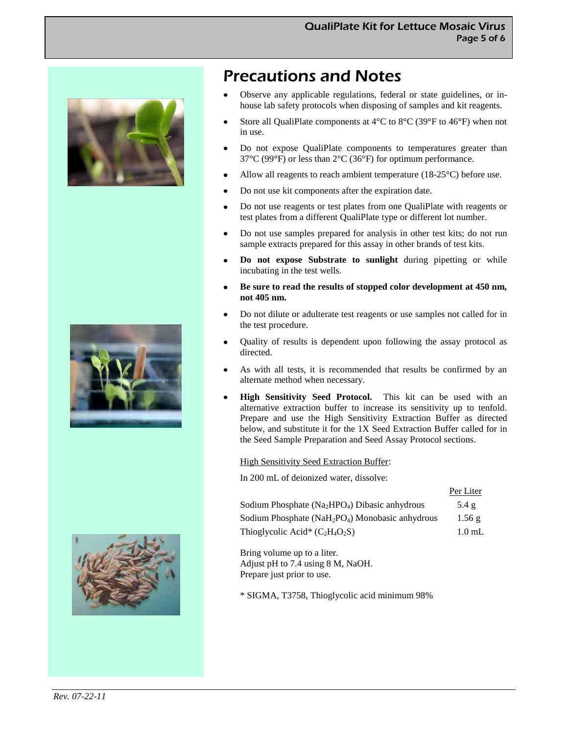# Precautions and Notes

- Observe any applicable regulations, federal or state guidelines, or in-house lab safety protocols when disposing of samples and kit reagents.
- Store all QualiPlate components at 4°C to 8°C (39°F to 46°F) when not in use.
- Do not expose QualiPlate components to temperatures greater than 37°C (99°F) or less than 2°C (36°F) for optimum performance.
- Allow all reagents to reach ambient temperature (18-25°C) before use.
- Do not use kit components after the expiration date.
- Do not use reagents or test plates from one QualiPlate with reagents or test plates from a different QualiPlate type or different lot number.
- Do not use samples prepared for analysis in other test kits; do not run sample extracts prepared for this assay in other brands of test kits.
- **Do not expose Substrate to sunlight** during pipetting or while incubating in the test wells.
- **Be sure to read the results of stopped color development at 450 nm, not 405 nm.**
- Do not dilute or adulterate test reagents or use samples not called for in the test procedure.
- Quality of results is dependent upon following the assay protocol as directed.
- As with all tests, it is recommended that results be confirmed by an alternate method when necessary.
- **High Sensitivity Seed Protocol.** This kit can be used with an alternative extraction buffer to increase its sensitivity up to tenfold. Prepare and use the High Sensitivity Extraction Buffer as directed below, and substitute it for the 1X Seed Extraction Buffer called for in the Seed Sample Preparation and Seed Assay Protocol sections.

High Sensitivity Seed Extraction Buffer:

In 200 mL of deionized water, dissolve:

| | Per Liter |
|---|---|
| Sodium Phosphate ($Na_2HPO_4$) Dibasic anhydrous | 5.4 g |
| Sodium Phosphate ($NaH_2PO_4$) Monobasic anhydrous | 1.56 g |
| Thioglycolic Acid* ($C_2H_4O_2S$) | 1.0 mL |

Bring volume up to a liter.
Adjust pH to 7.4 using 8 M, NaOH.
Prepare just prior to use.

\* SIGMA, T3758, Thioglycolic acid minimum 98%

*Rev. 07-22-11*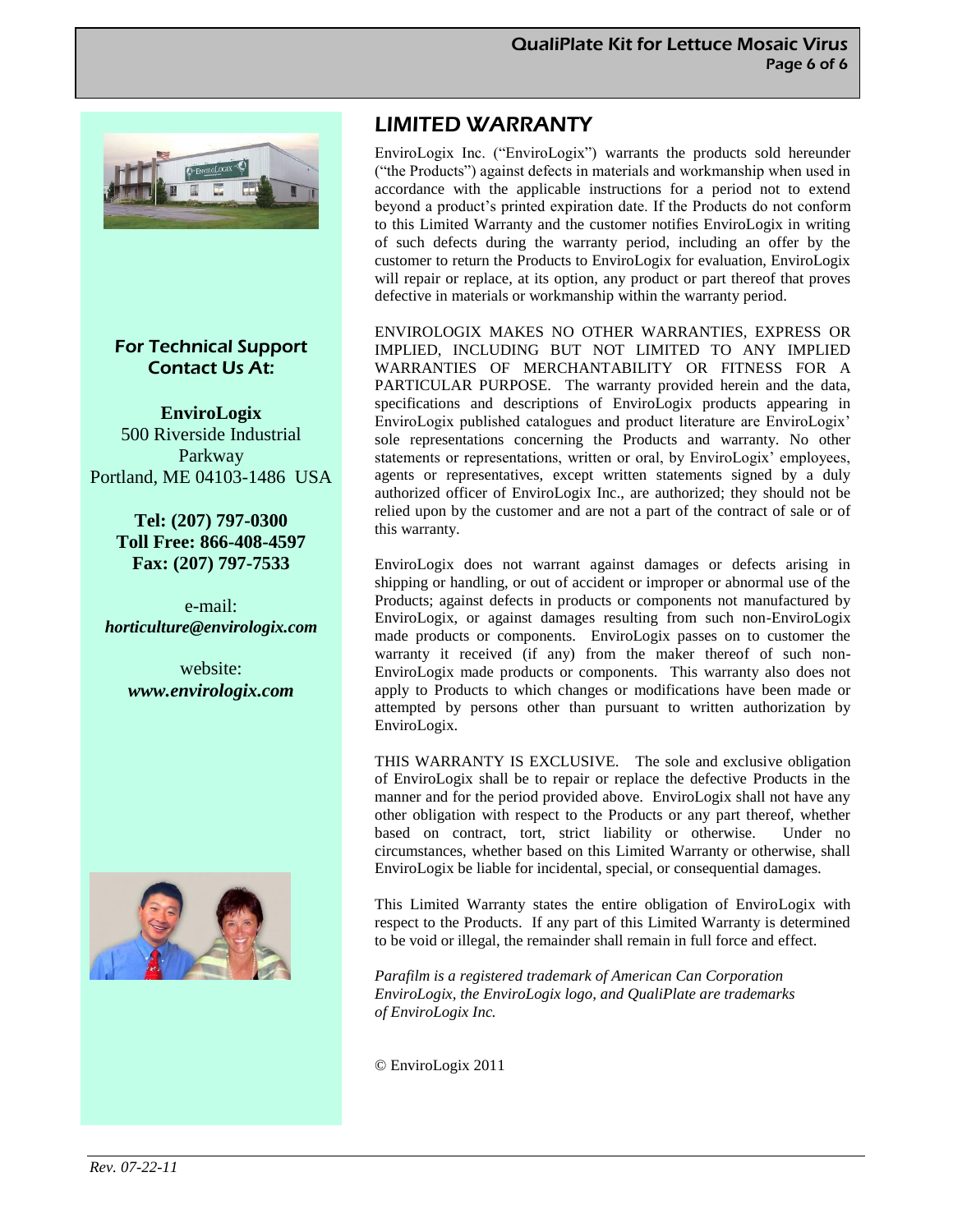**For Technical Support Contact Us At:**

**EnviroLogix**
500 Riverside Industrial Parkway
Portland, ME 04103-1486 USA

**Tel: (207) 797-0300**
**Toll Free: 866-408-4597**
**Fax: (207) 797-7533**

e-mail:
***horticulture@envirologix.com***

website:
***www.envirologix.com***

## LIMITED WARRANTY

EnviroLogix Inc. ("EnviroLogix") warrants the products sold hereunder ("the Products") against defects in materials and workmanship when used in accordance with the applicable instructions for a period not to extend beyond a product's printed expiration date. If the Products do not conform to this Limited Warranty and the customer notifies EnviroLogix in writing of such defects during the warranty period, including an offer by the customer to return the Products to EnviroLogix for evaluation, EnviroLogix will repair or replace, at its option, any product or part thereof that proves defective in materials or workmanship within the warranty period.

ENVIROLOGIX MAKES NO OTHER WARRANTIES, EXPRESS OR IMPLIED, INCLUDING BUT NOT LIMITED TO ANY IMPLIED WARRANTIES OF MERCHANTABILITY OR FITNESS FOR A PARTICULAR PURPOSE. The warranty provided herein and the data, specifications and descriptions of EnviroLogix products appearing in EnviroLogix published catalogues and product literature are EnviroLogix' sole representations concerning the Products and warranty. No other statements or representations, written or oral, by EnviroLogix' employees, agents or representatives, except written statements signed by a duly authorized officer of EnviroLogix Inc., are authorized; they should not be relied upon by the customer and are not a part of the contract of sale or of this warranty.

EnviroLogix does not warrant against damages or defects arising in shipping or handling, or out of accident or improper or abnormal use of the Products; against defects in products or components not manufactured by EnviroLogix, or against damages resulting from such non-EnviroLogix made products or components. EnviroLogix passes on to customer the warranty it received (if any) from the maker thereof of such non-EnviroLogix made products or components. This warranty also does not apply to Products to which changes or modifications have been made or attempted by persons other than pursuant to written authorization by EnviroLogix.

THIS WARRANTY IS EXCLUSIVE. The sole and exclusive obligation of EnviroLogix shall be to repair or replace the defective Products in the manner and for the period provided above. EnviroLogix shall not have any other obligation with respect to the Products or any part thereof, whether based on contract, tort, strict liability or otherwise. Under no circumstances, whether based on this Limited Warranty or otherwise, shall EnviroLogix be liable for incidental, special, or consequential damages.

This Limited Warranty states the entire obligation of EnviroLogix with respect to the Products. If any part of this Limited Warranty is determined to be void or illegal, the remainder shall remain in full force and effect.

*Parafilm is a registered trademark of American Can Corporation*
*EnviroLogix, the EnviroLogix logo, and QualiPlate are trademarks of EnviroLogix Inc.*

© EnviroLogix 2011

*Rev. 07-22-11*